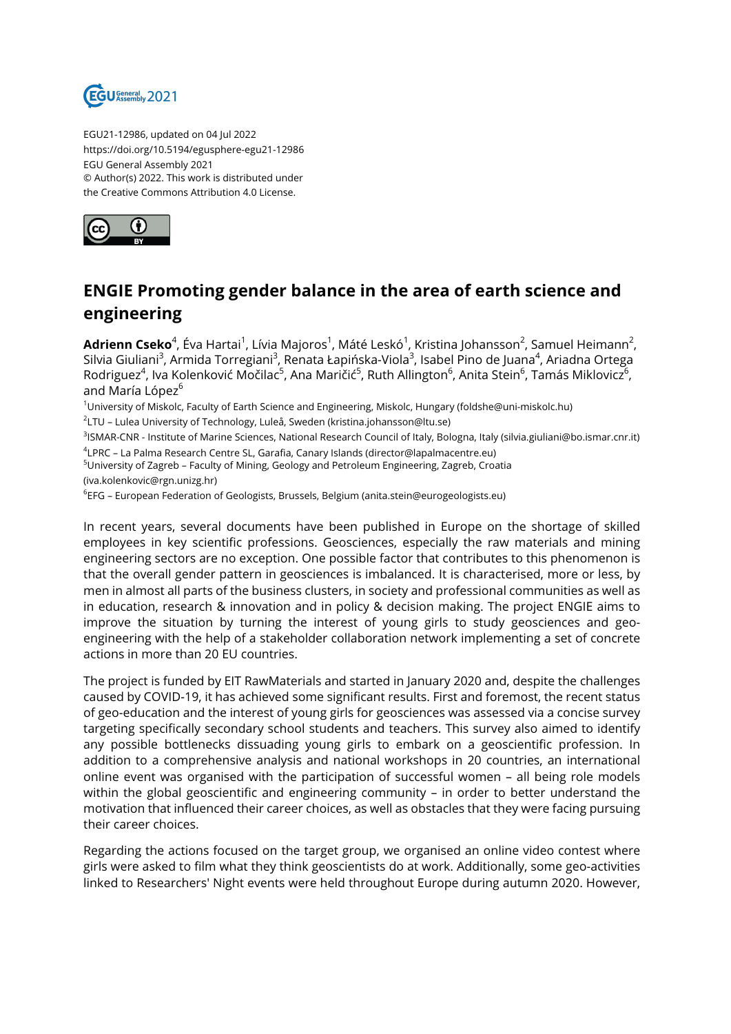EGU21-12986, updated on 04 Jul 2022
https://doi.org/10.5194/egusphere-egu21-12986
EGU General Assembly 2021
© Author(s) 2022. This work is distributed under
the Creative Commons Attribution 4.0 License.

# ENGIE Promoting gender balance in the area of earth science and engineering

**Adrienn Cseko**[4], Éva Hartai[1], Lívia Majoros[1], Máté Leskó[1], Kristina Johansson[2], Samuel Heimann[2], Silvia Giuliani[3], Armida Torregiani[3], Renata Łapińska-Viola[3], Isabel Pino de Juana[4], Ariadna Ortega Rodriguez[4], Iva Kolenković Močilac[5], Ana Maričić[5], Ruth Allington[6], Anita Stein[6], Tamás Miklovicz[6], and María López[6]

[1]University of Miskolc, Faculty of Earth Science and Engineering, Miskolc, Hungary (foldshe@uni-miskolc.hu)
[2]LTU – Lulea University of Technology, Luleå, Sweden (kristina.johansson@ltu.se)
[3]ISMAR-CNR - Institute of Marine Sciences, National Research Council of Italy, Bologna, Italy (silvia.giuliani@bo.ismar.cnr.it)
[4]LPRC – La Palma Research Centre SL, Garafia, Canary Islands (director@lapalmacentre.eu)
[5]University of Zagreb – Faculty of Mining, Geology and Petroleum Engineering, Zagreb, Croatia (iva.kolenkovic@rgn.unizg.hr)
[6]EFG – European Federation of Geologists, Brussels, Belgium (anita.stein@eurogeologists.eu)

In recent years, several documents have been published in Europe on the shortage of skilled employees in key scientific professions. Geosciences, especially the raw materials and mining engineering sectors are no exception. One possible factor that contributes to this phenomenon is that the overall gender pattern in geosciences is imbalanced. It is characterised, more or less, by men in almost all parts of the business clusters, in society and professional communities as well as in education, research & innovation and in policy & decision making. The project ENGIE aims to improve the situation by turning the interest of young girls to study geosciences and geo-engineering with the help of a stakeholder collaboration network implementing a set of concrete actions in more than 20 EU countries.

The project is funded by EIT RawMaterials and started in January 2020 and, despite the challenges caused by COVID-19, it has achieved some significant results. First and foremost, the recent status of geo-education and the interest of young girls for geosciences was assessed via a concise survey targeting specifically secondary school students and teachers. This survey also aimed to identify any possible bottlenecks dissuading young girls to embark on a geoscientific profession. In addition to a comprehensive analysis and national workshops in 20 countries, an international online event was organised with the participation of successful women – all being role models within the global geoscientific and engineering community – in order to better understand the motivation that influenced their career choices, as well as obstacles that they were facing pursuing their career choices.

Regarding the actions focused on the target group, we organised an online video contest where girls were asked to film what they think geoscientists do at work. Additionally, some geo-activities linked to Researchers' Night events were held throughout Europe during autumn 2020. However,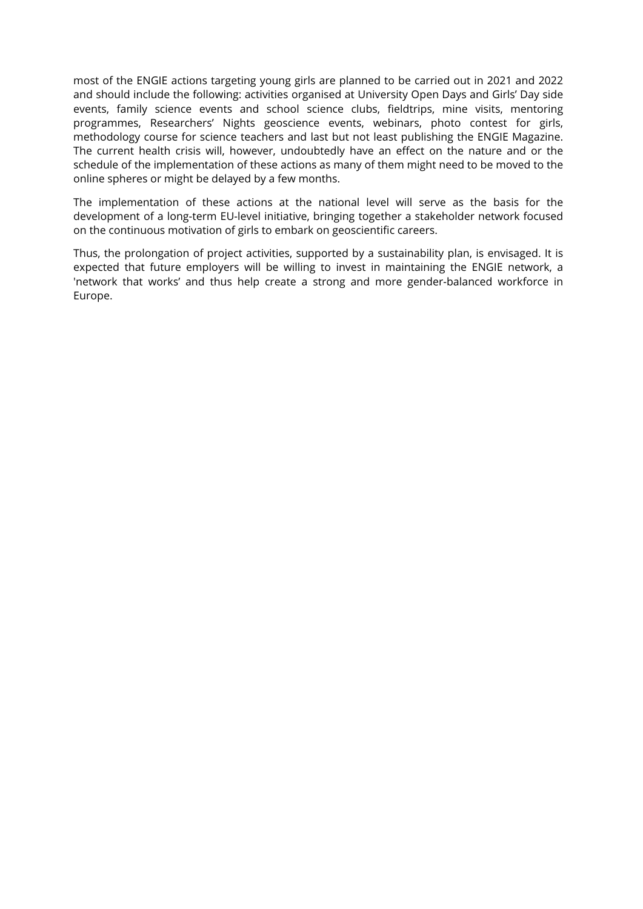most of the ENGIE actions targeting young girls are planned to be carried out in 2021 and 2022 and should include the following: activities organised at University Open Days and Girls' Day side events, family science events and school science clubs, fieldtrips, mine visits, mentoring programmes, Researchers' Nights geoscience events, webinars, photo contest for girls, methodology course for science teachers and last but not least publishing the ENGIE Magazine. The current health crisis will, however, undoubtedly have an effect on the nature and or the schedule of the implementation of these actions as many of them might need to be moved to the online spheres or might be delayed by a few months.

The implementation of these actions at the national level will serve as the basis for the development of a long-term EU-level initiative, bringing together a stakeholder network focused on the continuous motivation of girls to embark on geoscientific careers.

Thus, the prolongation of project activities, supported by a sustainability plan, is envisaged. It is expected that future employers will be willing to invest in maintaining the ENGIE network, a 'network that works' and thus help create a strong and more gender-balanced workforce in Europe.